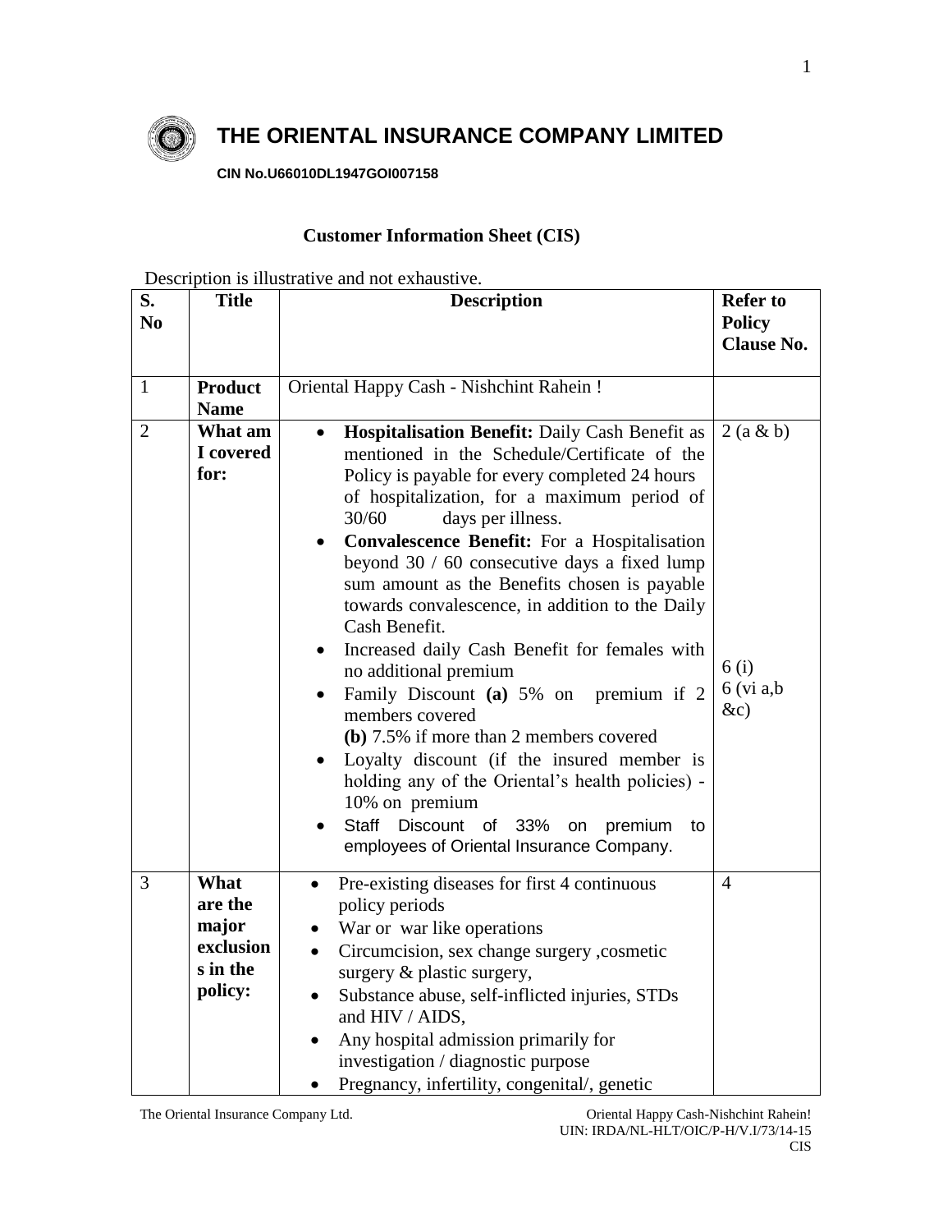# THE ORIENTAL INSURANCE COMPANY LIMITED

**CIN No.U66010DL1947GOI007158**

## Customer Information Sheet (CIS)

Description is illustrative and not exhaustive.

| S. No | Title | Description | Refer to Policy Clause No. |
|---|---|---|---|
| 1 | **Product Name** | Oriental Happy Cash - Nishchint Rahein ! | |
| 2 | **What am I covered for:** | • **Hospitalisation Benefit:** Daily Cash Benefit as mentioned in the Schedule/Certificate of the Policy is payable for every completed 24 hours of hospitalization, for a maximum period of 30/60 days per illness.<br>• **Convalescence Benefit:** For a Hospitalisation beyond 30 / 60 consecutive days a fixed lump sum amount as the Benefits chosen is payable towards convalescence, in addition to the Daily Cash Benefit.<br>• Increased daily Cash Benefit for females with no additional premium<br>• Family Discount **(a)** 5% on premium if 2 members covered **(b)** 7.5% if more than 2 members covered<br>• Loyalty discount (if the insured member is holding any of the Oriental's health policies) - 10% on premium<br>• Staff Discount of 33% on premium to employees of Oriental Insurance Company. | 2 (a & b)<br><br>6 (i)<br>6 (vi a,b &c) |
| 3 | **What are the major exclusions in the policy:** | • Pre-existing diseases for first 4 continuous policy periods<br>• War or war like operations<br>• Circumcision, sex change surgery ,cosmetic surgery & plastic surgery,<br>• Substance abuse, self-inflicted injuries, STDs and HIV / AIDS,<br>• Any hospital admission primarily for investigation / diagnostic purpose<br>• Pregnancy, infertility, congenital/, genetic | 4 |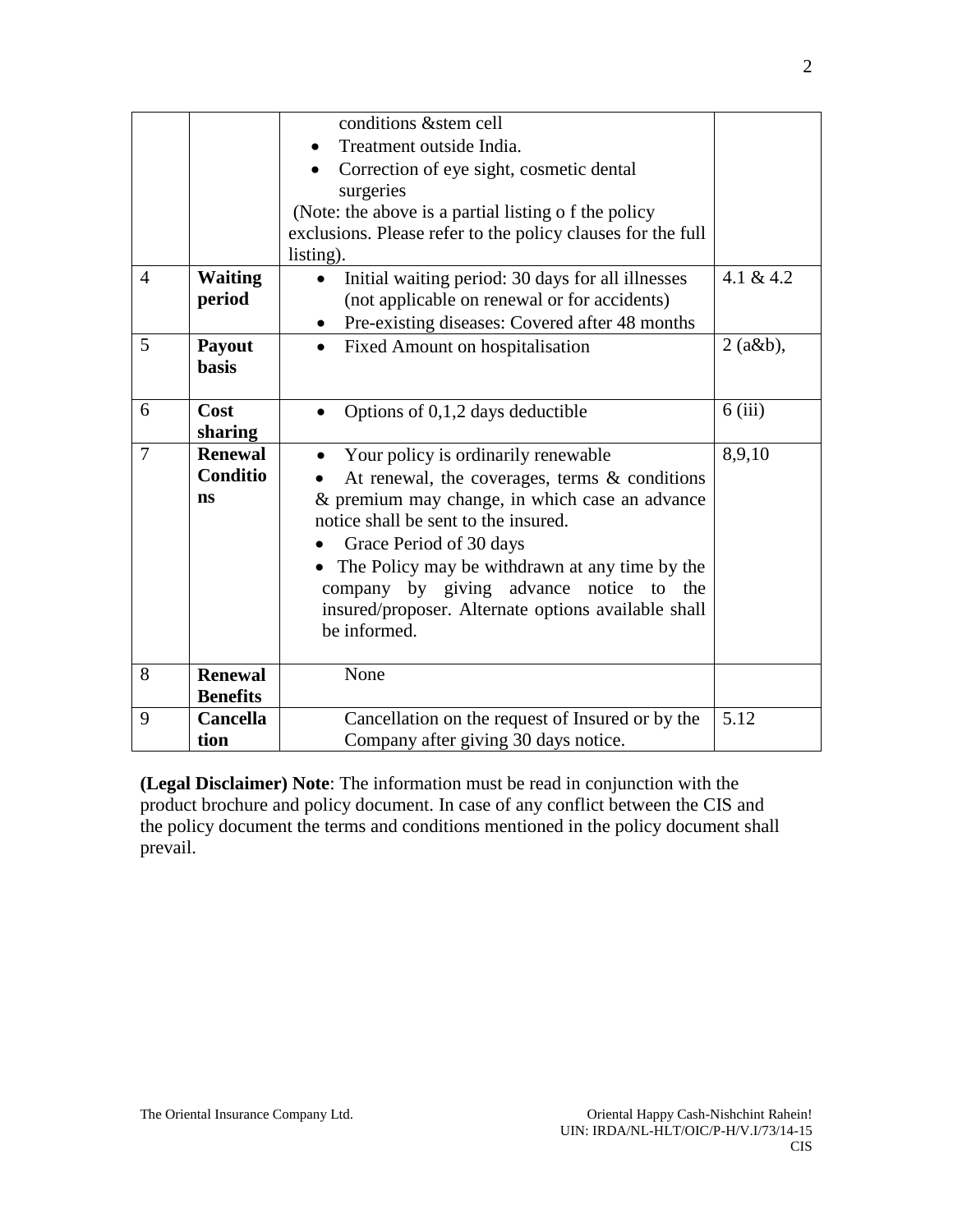| | | | |
|---|---|---|---|
| | | conditions &stem cell<br>• Treatment outside India.<br>• Correction of eye sight, cosmetic dental surgeries<br>(Note: the above is a partial listing o f the policy exclusions. Please refer to the policy clauses for the full listing). | |
| 4 | **Waiting period** | • Initial waiting period: 30 days for all illnesses (not applicable on renewal or for accidents)<br>• Pre-existing diseases: Covered after 48 months | 4.1 & 4.2 |
| 5 | **Payout basis** | • Fixed Amount on hospitalisation | 2 (a&b), |
| 6 | **Cost sharing** | • Options of 0,1,2 days deductible | 6 (iii) |
| 7 | **Renewal Conditions** | • Your policy is ordinarily renewable<br>• At renewal, the coverages, terms & conditions & premium may change, in which case an advance notice shall be sent to the insured.<br>• Grace Period of 30 days<br>• The Policy may be withdrawn at any time by the company by giving advance notice to the insured/proposer. Alternate options available shall be informed. | 8,9,10 |
| 8 | **Renewal Benefits** | None | |
| 9 | **Cancellation** | Cancellation on the request of Insured or by the Company after giving 30 days notice. | 5.12 |

**(Legal Disclaimer) Note**: The information must be read in conjunction with the product brochure and policy document. In case of any conflict between the CIS and the policy document the terms and conditions mentioned in the policy document shall prevail.